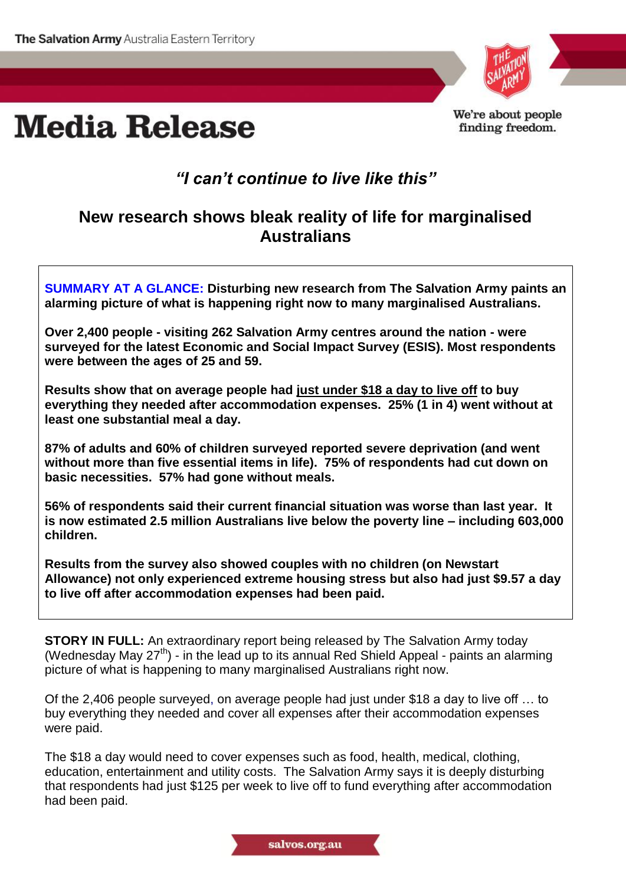The Salvation Army Australia Eastern Territory

We're about people finding freedom.

# Media Release

## *"I can't continue to live like this"*

## New research shows bleak reality of life for marginalised Australians

**SUMMARY AT A GLANCE: Disturbing new research from The Salvation Army paints an alarming picture of what is happening right now to many marginalised Australians.**

**Over 2,400 people - visiting 262 Salvation Army centres around the nation - were surveyed for the latest Economic and Social Impact Survey (ESIS). Most respondents were between the ages of 25 and 59.**

**Results show that on average people had <u>just under $18 a day to live off</u> to buy everything they needed after accommodation expenses. 25% (1 in 4) went without at least one substantial meal a day.**

**87% of adults and 60% of children surveyed reported severe deprivation (and went without more than five essential items in life). 75% of respondents had cut down on basic necessities. 57% had gone without meals.**

**56% of respondents said their current financial situation was worse than last year. It is now estimated 2.5 million Australians live below the poverty line – including 603,000 children.**

**Results from the survey also showed couples with no children (on Newstart Allowance) not only experienced extreme housing stress but also had just $9.57 a day to live off after accommodation expenses had been paid.**

**STORY IN FULL:** An extraordinary report being released by The Salvation Army today (Wednesday May 27th) - in the lead up to its annual Red Shield Appeal - paints an alarming picture of what is happening to many marginalised Australians right now.

Of the 2,406 people surveyed, on average people had just under $18 a day to live off … to buy everything they needed and cover all expenses after their accommodation expenses were paid.

The $18 a day would need to cover expenses such as food, health, medical, clothing, education, entertainment and utility costs. The Salvation Army says it is deeply disturbing that respondents had just $125 per week to live off to fund everything after accommodation had been paid.

salvos.org.au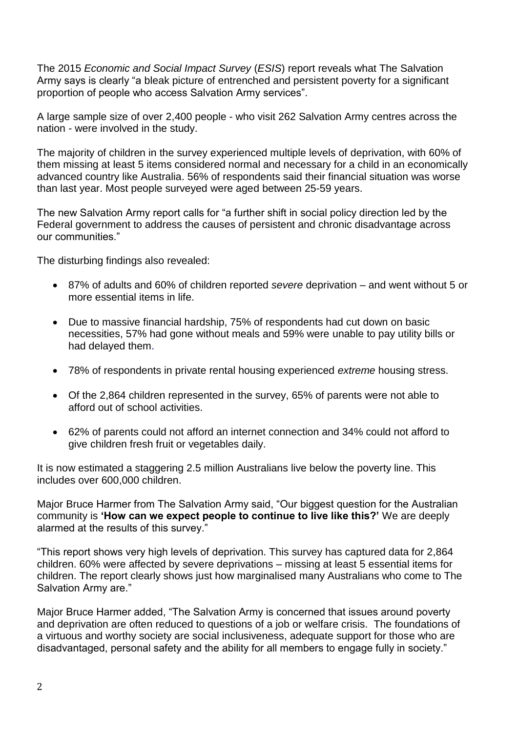The 2015 *Economic and Social Impact Survey* (*ESIS*) report reveals what The Salvation Army says is clearly "a bleak picture of entrenched and persistent poverty for a significant proportion of people who access Salvation Army services".

A large sample size of over 2,400 people - who visit 262 Salvation Army centres across the nation - were involved in the study.

The majority of children in the survey experienced multiple levels of deprivation, with 60% of them missing at least 5 items considered normal and necessary for a child in an economically advanced country like Australia. 56% of respondents said their financial situation was worse than last year. Most people surveyed were aged between 25-59 years.

The new Salvation Army report calls for "a further shift in social policy direction led by the Federal government to address the causes of persistent and chronic disadvantage across our communities."

The disturbing findings also revealed:

- 87% of adults and 60% of children reported *severe* deprivation – and went without 5 or more essential items in life.
- Due to massive financial hardship, 75% of respondents had cut down on basic necessities, 57% had gone without meals and 59% were unable to pay utility bills or had delayed them.
- 78% of respondents in private rental housing experienced *extreme* housing stress.
- Of the 2,864 children represented in the survey, 65% of parents were not able to afford out of school activities.
- 62% of parents could not afford an internet connection and 34% could not afford to give children fresh fruit or vegetables daily.

It is now estimated a staggering 2.5 million Australians live below the poverty line. This includes over 600,000 children.

Major Bruce Harmer from The Salvation Army said, "Our biggest question for the Australian community is **'How can we expect people to continue to live like this?'** We are deeply alarmed at the results of this survey."

"This report shows very high levels of deprivation. This survey has captured data for 2,864 children. 60% were affected by severe deprivations – missing at least 5 essential items for children. The report clearly shows just how marginalised many Australians who come to The Salvation Army are."

Major Bruce Harmer added, "The Salvation Army is concerned that issues around poverty and deprivation are often reduced to questions of a job or welfare crisis. The foundations of a virtuous and worthy society are social inclusiveness, adequate support for those who are disadvantaged, personal safety and the ability for all members to engage fully in society."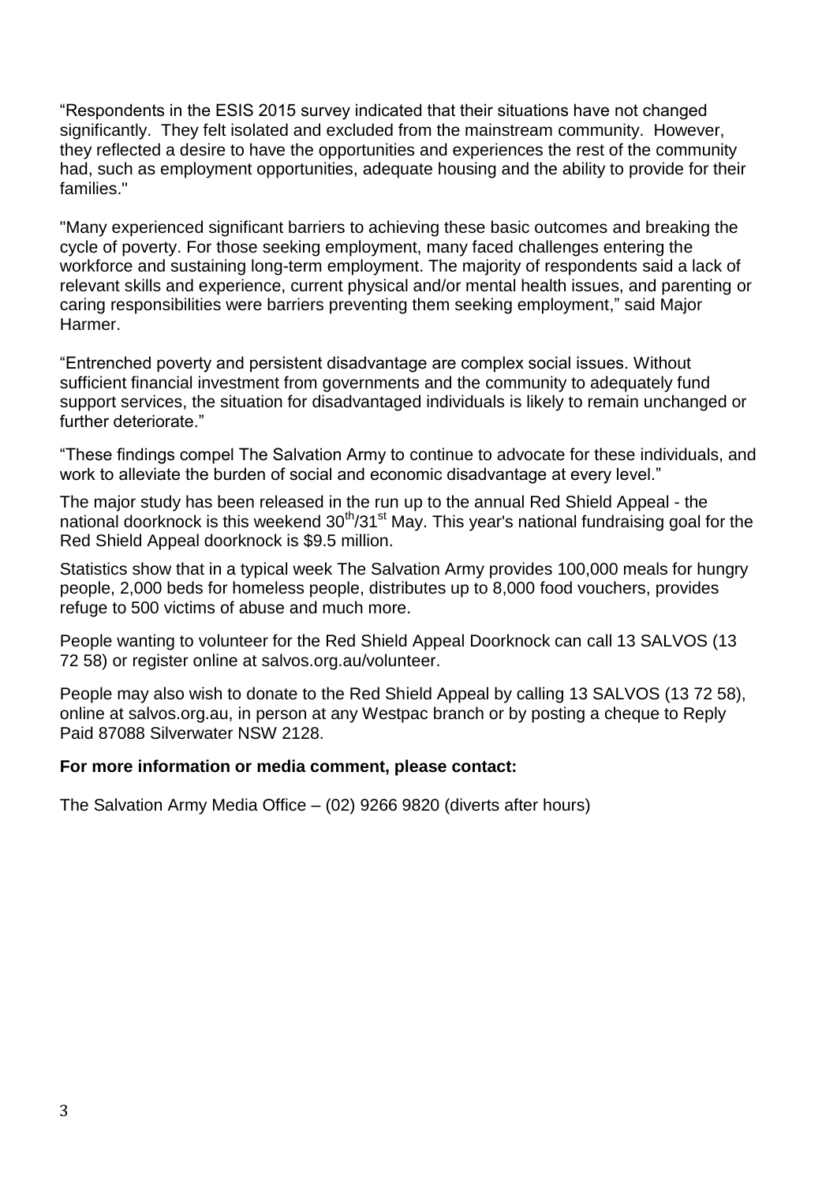“Respondents in the ESIS 2015 survey indicated that their situations have not changed significantly. They felt isolated and excluded from the mainstream community. However, they reflected a desire to have the opportunities and experiences the rest of the community had, such as employment opportunities, adequate housing and the ability to provide for their families."

"Many experienced significant barriers to achieving these basic outcomes and breaking the cycle of poverty. For those seeking employment, many faced challenges entering the workforce and sustaining long-term employment. The majority of respondents said a lack of relevant skills and experience, current physical and/or mental health issues, and parenting or caring responsibilities were barriers preventing them seeking employment,” said Major Harmer.

“Entrenched poverty and persistent disadvantage are complex social issues. Without sufficient financial investment from governments and the community to adequately fund support services, the situation for disadvantaged individuals is likely to remain unchanged or further deteriorate.”

“These findings compel The Salvation Army to continue to advocate for these individuals, and work to alleviate the burden of social and economic disadvantage at every level.”

The major study has been released in the run up to the annual Red Shield Appeal - the national doorknock is this weekend 30th/31st May. This year's national fundraising goal for the Red Shield Appeal doorknock is $9.5 million.

Statistics show that in a typical week The Salvation Army provides 100,000 meals for hungry people, 2,000 beds for homeless people, distributes up to 8,000 food vouchers, provides refuge to 500 victims of abuse and much more.

People wanting to volunteer for the Red Shield Appeal Doorknock can call 13 SALVOS (13 72 58) or register online at salvos.org.au/volunteer.

People may also wish to donate to the Red Shield Appeal by calling 13 SALVOS (13 72 58), online at salvos.org.au, in person at any Westpac branch or by posting a cheque to Reply Paid 87088 Silverwater NSW 2128.

**For more information or media comment, please contact:**

The Salvation Army Media Office – (02) 9266 9820 (diverts after hours)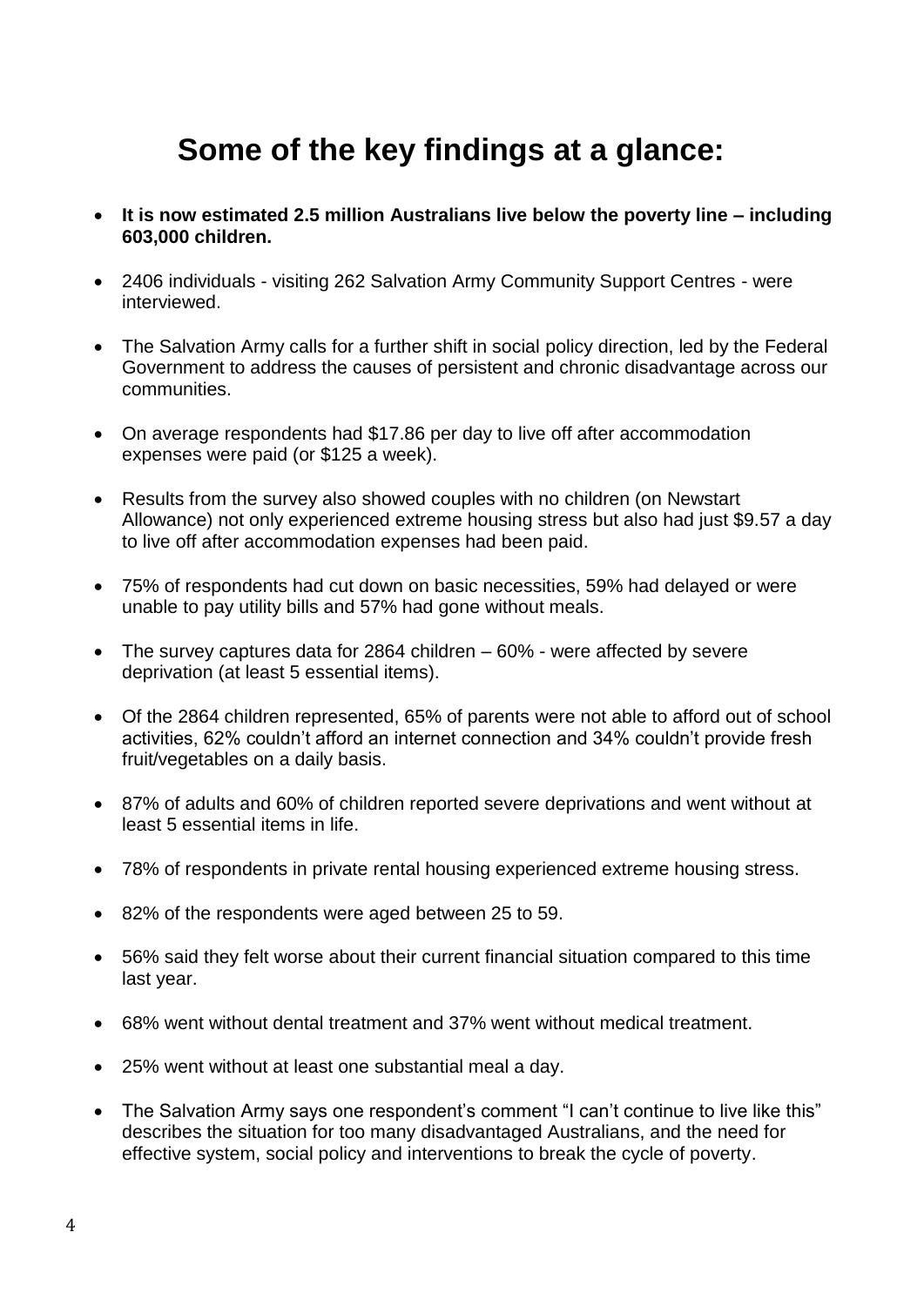# Some of the key findings at a glance:

- **It is now estimated 2.5 million Australians live below the poverty line – including 603,000 children.**
- 2406 individuals - visiting 262 Salvation Army Community Support Centres - were interviewed.
- The Salvation Army calls for a further shift in social policy direction, led by the Federal Government to address the causes of persistent and chronic disadvantage across our communities.
- On average respondents had $17.86 per day to live off after accommodation expenses were paid (or $125 a week).
- Results from the survey also showed couples with no children (on Newstart Allowance) not only experienced extreme housing stress but also had just $9.57 a day to live off after accommodation expenses had been paid.
- 75% of respondents had cut down on basic necessities, 59% had delayed or were unable to pay utility bills and 57% had gone without meals.
- The survey captures data for 2864 children – 60% - were affected by severe deprivation (at least 5 essential items).
- Of the 2864 children represented, 65% of parents were not able to afford out of school activities, 62% couldn't afford an internet connection and 34% couldn't provide fresh fruit/vegetables on a daily basis.
- 87% of adults and 60% of children reported severe deprivations and went without at least 5 essential items in life.
- 78% of respondents in private rental housing experienced extreme housing stress.
- 82% of the respondents were aged between 25 to 59.
- 56% said they felt worse about their current financial situation compared to this time last year.
- 68% went without dental treatment and 37% went without medical treatment.
- 25% went without at least one substantial meal a day.
- The Salvation Army says one respondent's comment "I can't continue to live like this" describes the situation for too many disadvantaged Australians, and the need for effective system, social policy and interventions to break the cycle of poverty.